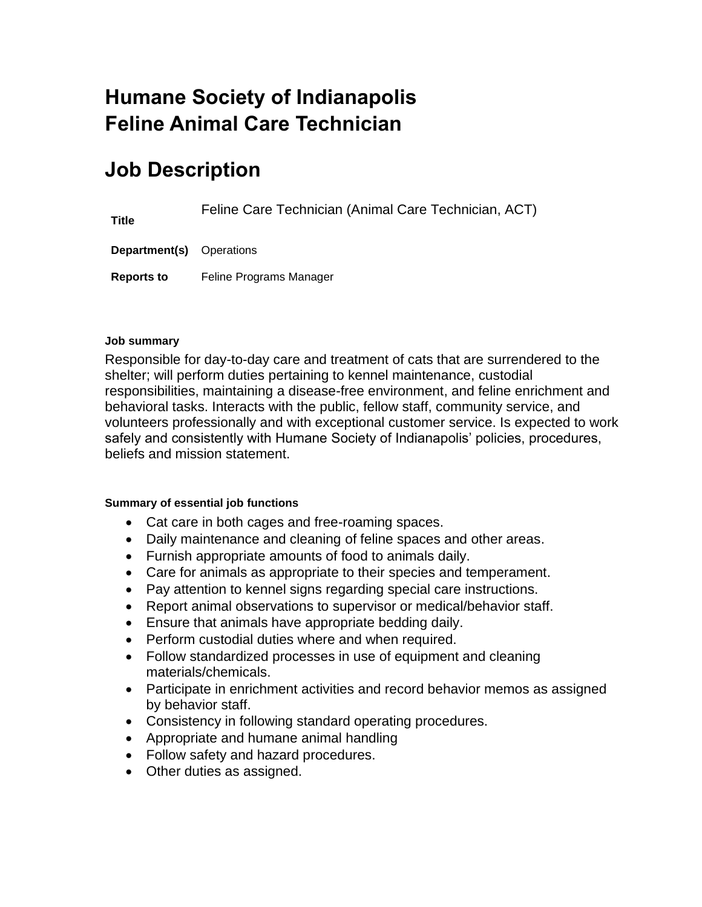# Humane Society of Indianapolis
# Feline Animal Care Technician

## Job Description

| | |
|---|---|
| **Title** | Feline Care Technician (Animal Care Technician, ACT) |
| **Department(s)** | Operations |
| **Reports to** | Feline Programs Manager |

#### Job summary

Responsible for day-to-day care and treatment of cats that are surrendered to the shelter; will perform duties pertaining to kennel maintenance, custodial responsibilities, maintaining a disease-free environment, and feline enrichment and behavioral tasks. Interacts with the public, fellow staff, community service, and volunteers professionally and with exceptional customer service. Is expected to work safely and consistently with Humane Society of Indianapolis' policies, procedures, beliefs and mission statement.

#### Summary of essential job functions

- Cat care in both cages and free-roaming spaces.
- Daily maintenance and cleaning of feline spaces and other areas.
- Furnish appropriate amounts of food to animals daily.
- Care for animals as appropriate to their species and temperament.
- Pay attention to kennel signs regarding special care instructions.
- Report animal observations to supervisor or medical/behavior staff.
- Ensure that animals have appropriate bedding daily.
- Perform custodial duties where and when required.
- Follow standardized processes in use of equipment and cleaning materials/chemicals.
- Participate in enrichment activities and record behavior memos as assigned by behavior staff.
- Consistency in following standard operating procedures.
- Appropriate and humane animal handling
- Follow safety and hazard procedures.
- Other duties as assigned.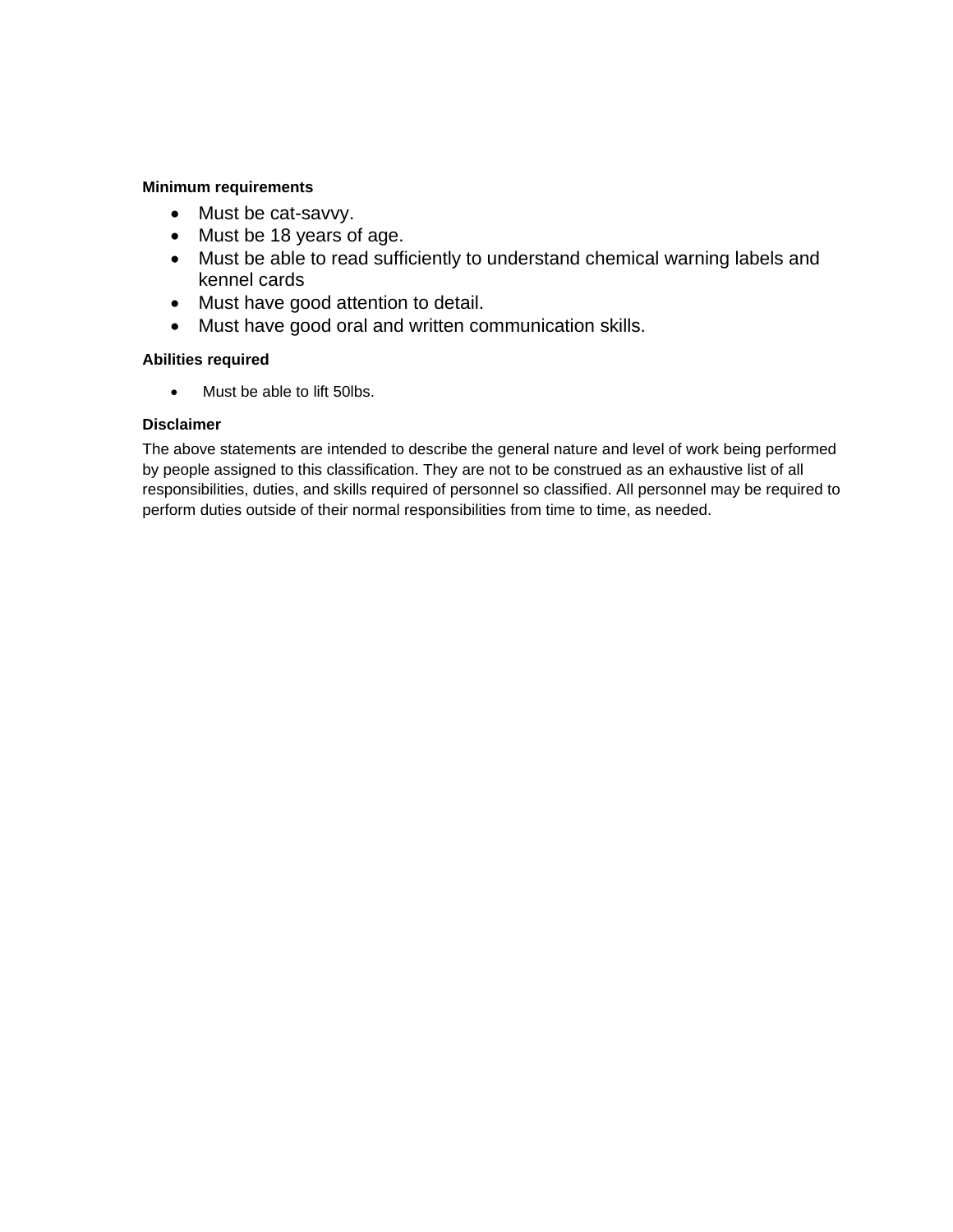**Minimum requirements**

- Must be cat-savvy.
- Must be 18 years of age.
- Must be able to read sufficiently to understand chemical warning labels and kennel cards
- Must have good attention to detail.
- Must have good oral and written communication skills.

**Abilities required**

- Must be able to lift 50lbs.

**Disclaimer**

The above statements are intended to describe the general nature and level of work being performed by people assigned to this classification. They are not to be construed as an exhaustive list of all responsibilities, duties, and skills required of personnel so classified. All personnel may be required to perform duties outside of their normal responsibilities from time to time, as needed.